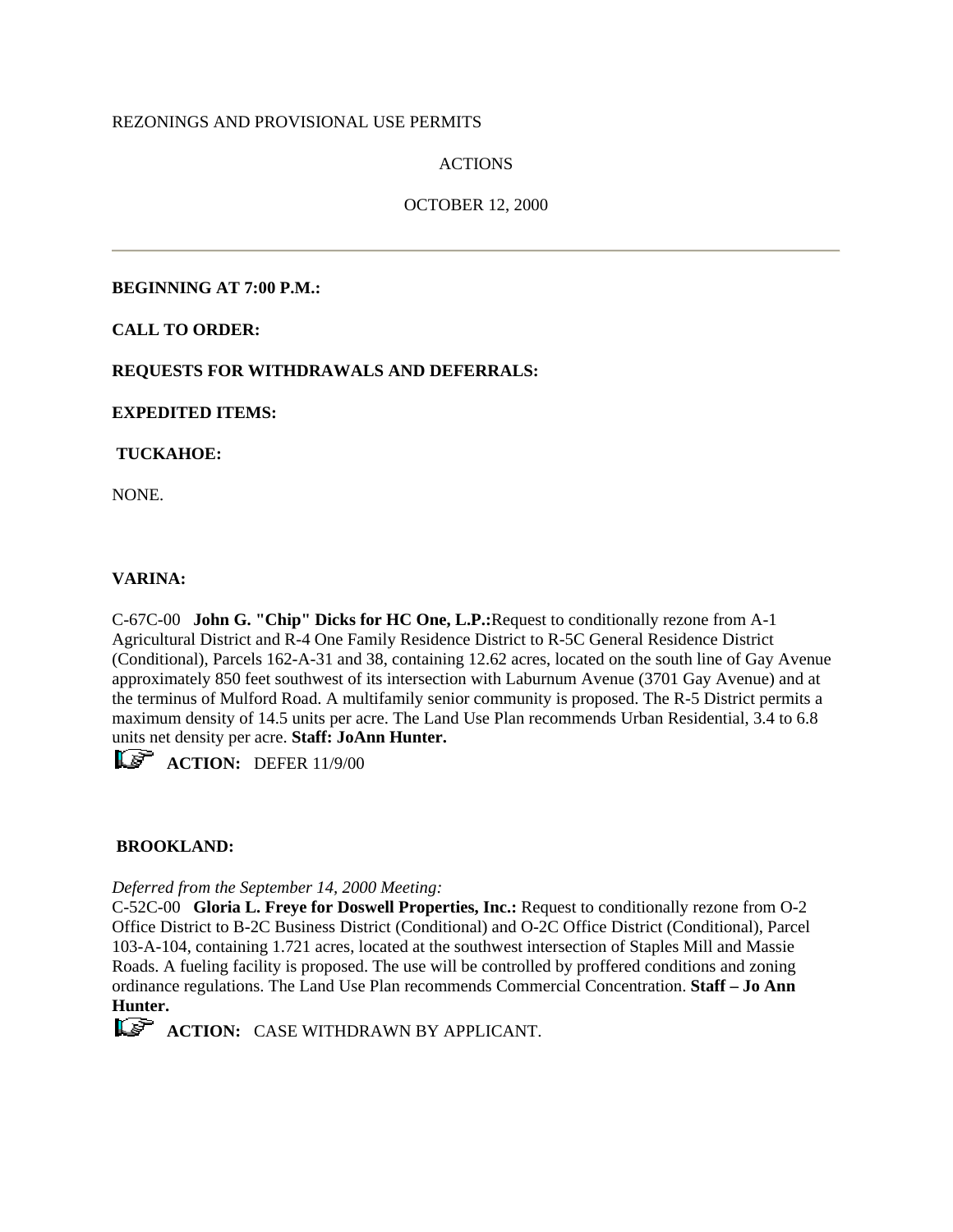REZONINGS AND PROVISIONAL USE PERMITS

ACTIONS

OCTOBER 12, 2000

---

**BEGINNING AT 7:00 P.M.:**

**CALL TO ORDER:**

**REQUESTS FOR WITHDRAWALS AND DEFERRALS:**

**EXPEDITED ITEMS:**

**TUCKAHOE:**

NONE.

**VARINA:**

C-67C-00 **John G. "Chip" Dicks for HC One, L.P.:**Request to conditionally rezone from A-1 Agricultural District and R-4 One Family Residence District to R-5C General Residence District (Conditional), Parcels 162-A-31 and 38, containing 12.62 acres, located on the south line of Gay Avenue approximately 850 feet southwest of its intersection with Laburnum Avenue (3701 Gay Avenue) and at the terminus of Mulford Road. A multifamily senior community is proposed. The R-5 District permits a maximum density of 14.5 units per acre. The Land Use Plan recommends Urban Residential, 3.4 to 6.8 units net density per acre. **Staff: JoAnn Hunter.**

**ACTION:** DEFER 11/9/00

**BROOKLAND:**

*Deferred from the September 14, 2000 Meeting:*
C-52C-00 **Gloria L. Freye for Doswell Properties, Inc.:** Request to conditionally rezone from O-2 Office District to B-2C Business District (Conditional) and O-2C Office District (Conditional), Parcel 103-A-104, containing 1.721 acres, located at the southwest intersection of Staples Mill and Massie Roads. A fueling facility is proposed. The use will be controlled by proffered conditions and zoning ordinance regulations. The Land Use Plan recommends Commercial Concentration. **Staff – Jo Ann Hunter.**

**ACTION:** CASE WITHDRAWN BY APPLICANT.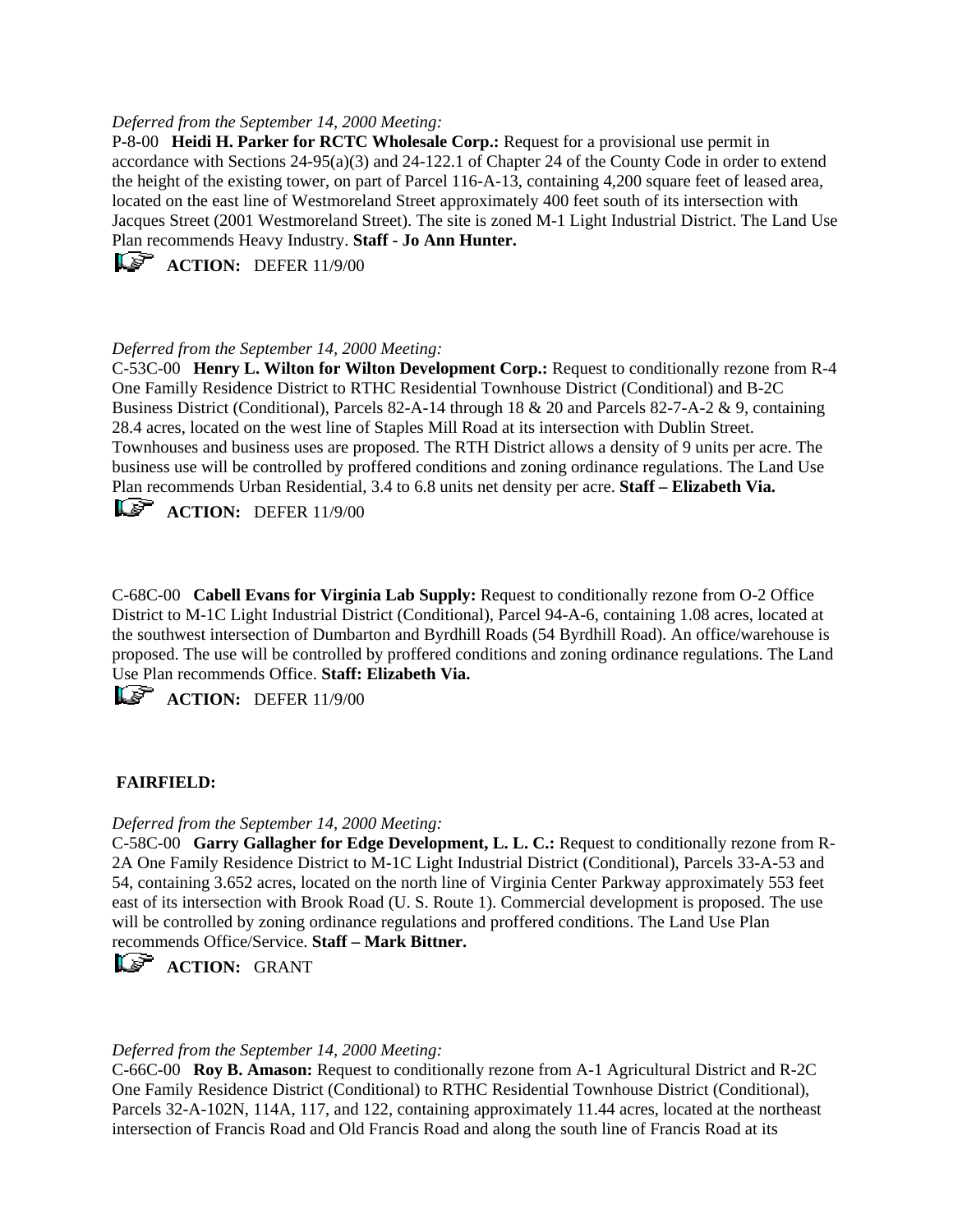*Deferred from the September 14, 2000 Meeting:*
P-8-00 **Heidi H. Parker for RCTC Wholesale Corp.:** Request for a provisional use permit in accordance with Sections 24-95(a)(3) and 24-122.1 of Chapter 24 of the County Code in order to extend the height of the existing tower, on part of Parcel 116-A-13, containing 4,200 square feet of leased area, located on the east line of Westmoreland Street approximately 400 feet south of its intersection with Jacques Street (2001 Westmoreland Street). The site is zoned M-1 Light Industrial District. The Land Use Plan recommends Heavy Industry. **Staff - Jo Ann Hunter.**

**ACTION:** DEFER 11/9/00

*Deferred from the September 14, 2000 Meeting:*
C-53C-00 **Henry L. Wilton for Wilton Development Corp.:** Request to conditionally rezone from R-4 One Familly Residence District to RTHC Residential Townhouse District (Conditional) and B-2C Business District (Conditional), Parcels 82-A-14 through 18 & 20 and Parcels 82-7-A-2 & 9, containing 28.4 acres, located on the west line of Staples Mill Road at its intersection with Dublin Street. Townhouses and business uses are proposed. The RTH District allows a density of 9 units per acre. The business use will be controlled by proffered conditions and zoning ordinance regulations. The Land Use Plan recommends Urban Residential, 3.4 to 6.8 units net density per acre. **Staff – Elizabeth Via.**

**ACTION:** DEFER 11/9/00

C-68C-00 **Cabell Evans for Virginia Lab Supply:** Request to conditionally rezone from O-2 Office District to M-1C Light Industrial District (Conditional), Parcel 94-A-6, containing 1.08 acres, located at the southwest intersection of Dumbarton and Byrdhill Roads (54 Byrdhill Road). An office/warehouse is proposed. The use will be controlled by proffered conditions and zoning ordinance regulations. The Land Use Plan recommends Office. **Staff: Elizabeth Via.**

**ACTION:** DEFER 11/9/00

**FAIRFIELD:**

*Deferred from the September 14, 2000 Meeting:*
C-58C-00 **Garry Gallagher for Edge Development, L. L. C.:** Request to conditionally rezone from R-2A One Family Residence District to M-1C Light Industrial District (Conditional), Parcels 33-A-53 and 54, containing 3.652 acres, located on the north line of Virginia Center Parkway approximately 553 feet east of its intersection with Brook Road (U. S. Route 1). Commercial development is proposed. The use will be controlled by zoning ordinance regulations and proffered conditions. The Land Use Plan recommends Office/Service. **Staff – Mark Bittner.**

**ACTION:** GRANT

*Deferred from the September 14, 2000 Meeting:*
C-66C-00 **Roy B. Amason:** Request to conditionally rezone from A-1 Agricultural District and R-2C One Family Residence District (Conditional) to RTHC Residential Townhouse District (Conditional), Parcels 32-A-102N, 114A, 117, and 122, containing approximately 11.44 acres, located at the northeast intersection of Francis Road and Old Francis Road and along the south line of Francis Road at its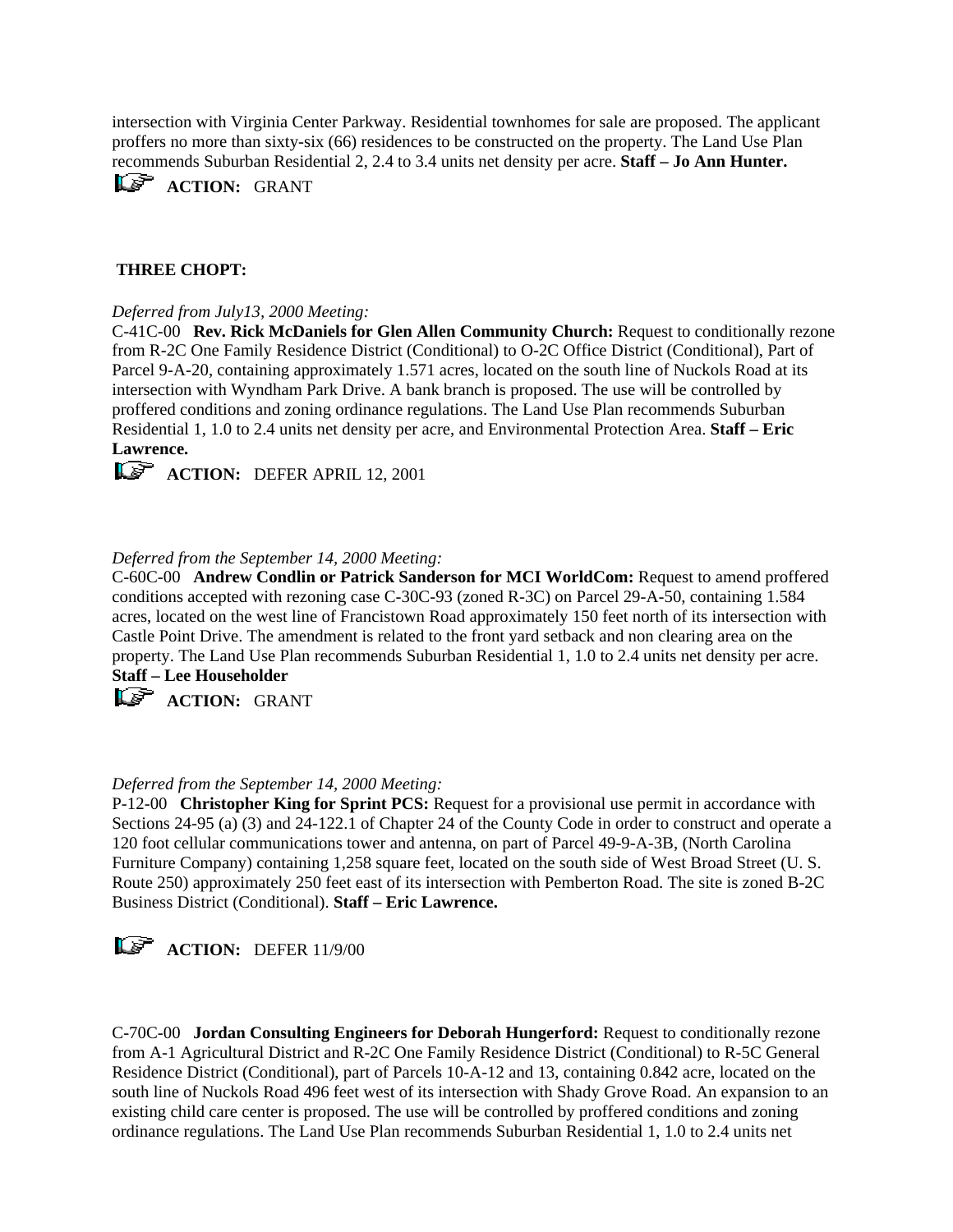intersection with Virginia Center Parkway. Residential townhomes for sale are proposed. The applicant proffers no more than sixty-six (66) residences to be constructed on the property. The Land Use Plan recommends Suburban Residential 2, 2.4 to 3.4 units net density per acre. **Staff – Jo Ann Hunter.**

☞ **ACTION:** GRANT

**THREE CHOPT:**

*Deferred from July13, 2000 Meeting:*

C-41C-00 **Rev. Rick McDaniels for Glen Allen Community Church:** Request to conditionally rezone from R-2C One Family Residence District (Conditional) to O-2C Office District (Conditional), Part of Parcel 9-A-20, containing approximately 1.571 acres, located on the south line of Nuckols Road at its intersection with Wyndham Park Drive. A bank branch is proposed. The use will be controlled by proffered conditions and zoning ordinance regulations. The Land Use Plan recommends Suburban Residential 1, 1.0 to 2.4 units net density per acre, and Environmental Protection Area. **Staff – Eric Lawrence.**

☞ **ACTION:** DEFER APRIL 12, 2001

*Deferred from the September 14, 2000 Meeting:*

C-60C-00 **Andrew Condlin or Patrick Sanderson for MCI WorldCom:** Request to amend proffered conditions accepted with rezoning case C-30C-93 (zoned R-3C) on Parcel 29-A-50, containing 1.584 acres, located on the west line of Francistown Road approximately 150 feet north of its intersection with Castle Point Drive. The amendment is related to the front yard setback and non clearing area on the property. The Land Use Plan recommends Suburban Residential 1, 1.0 to 2.4 units net density per acre. **Staff – Lee Householder**

☞ **ACTION:** GRANT

*Deferred from the September 14, 2000 Meeting:*

P-12-00 **Christopher King for Sprint PCS:** Request for a provisional use permit in accordance with Sections 24-95 (a) (3) and 24-122.1 of Chapter 24 of the County Code in order to construct and operate a 120 foot cellular communications tower and antenna, on part of Parcel 49-9-A-3B, (North Carolina Furniture Company) containing 1,258 square feet, located on the south side of West Broad Street (U. S. Route 250) approximately 250 feet east of its intersection with Pemberton Road. The site is zoned B-2C Business District (Conditional). **Staff – Eric Lawrence.**

☞ **ACTION:** DEFER 11/9/00

C-70C-00 **Jordan Consulting Engineers for Deborah Hungerford:** Request to conditionally rezone from A-1 Agricultural District and R-2C One Family Residence District (Conditional) to R-5C General Residence District (Conditional), part of Parcels 10-A-12 and 13, containing 0.842 acre, located on the south line of Nuckols Road 496 feet west of its intersection with Shady Grove Road. An expansion to an existing child care center is proposed. The use will be controlled by proffered conditions and zoning ordinance regulations. The Land Use Plan recommends Suburban Residential 1, 1.0 to 2.4 units net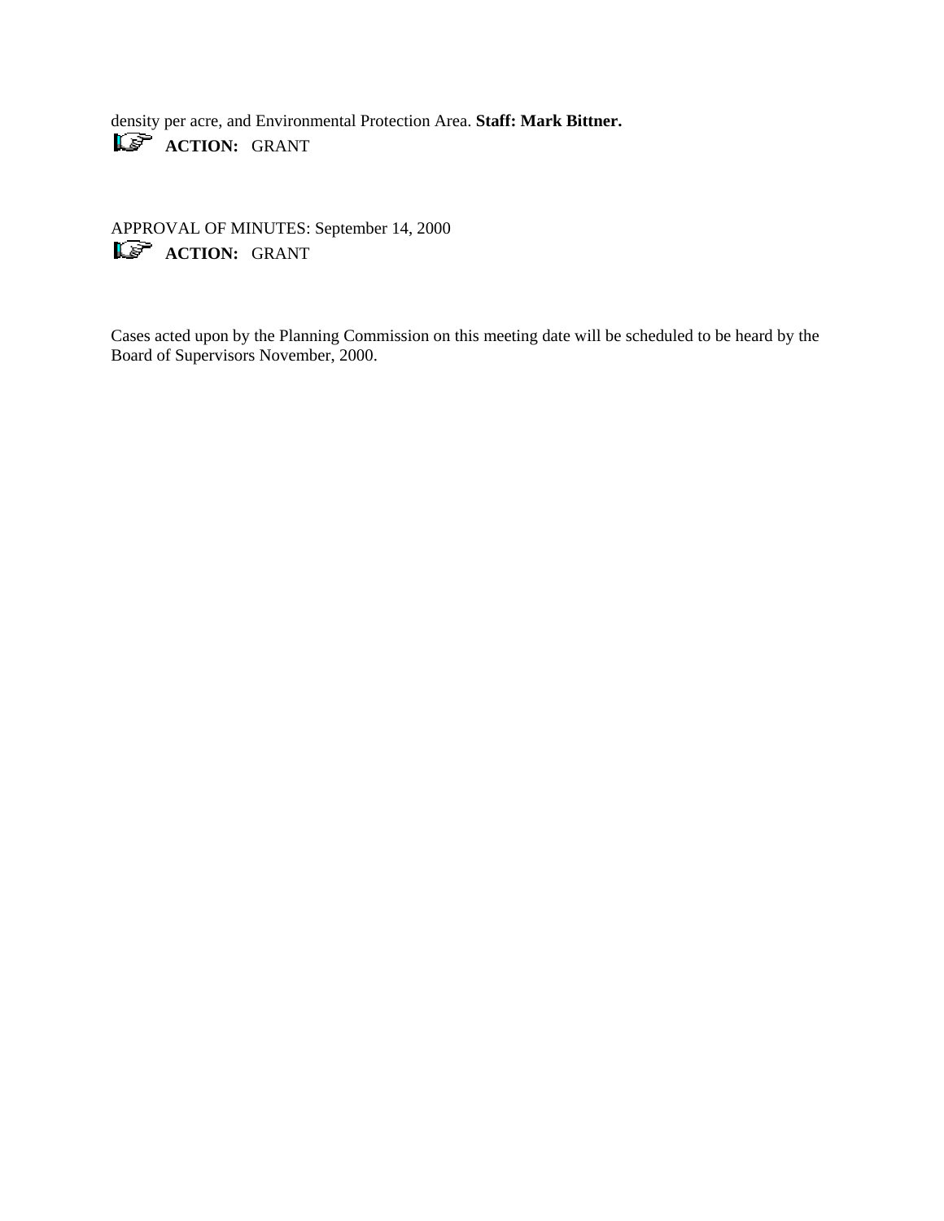density per acre, and Environmental Protection Area. **Staff: Mark Bittner.**

☞ **ACTION:** GRANT

APPROVAL OF MINUTES: September 14, 2000

☞ **ACTION:** GRANT

Cases acted upon by the Planning Commission on this meeting date will be scheduled to be heard by the Board of Supervisors November, 2000.